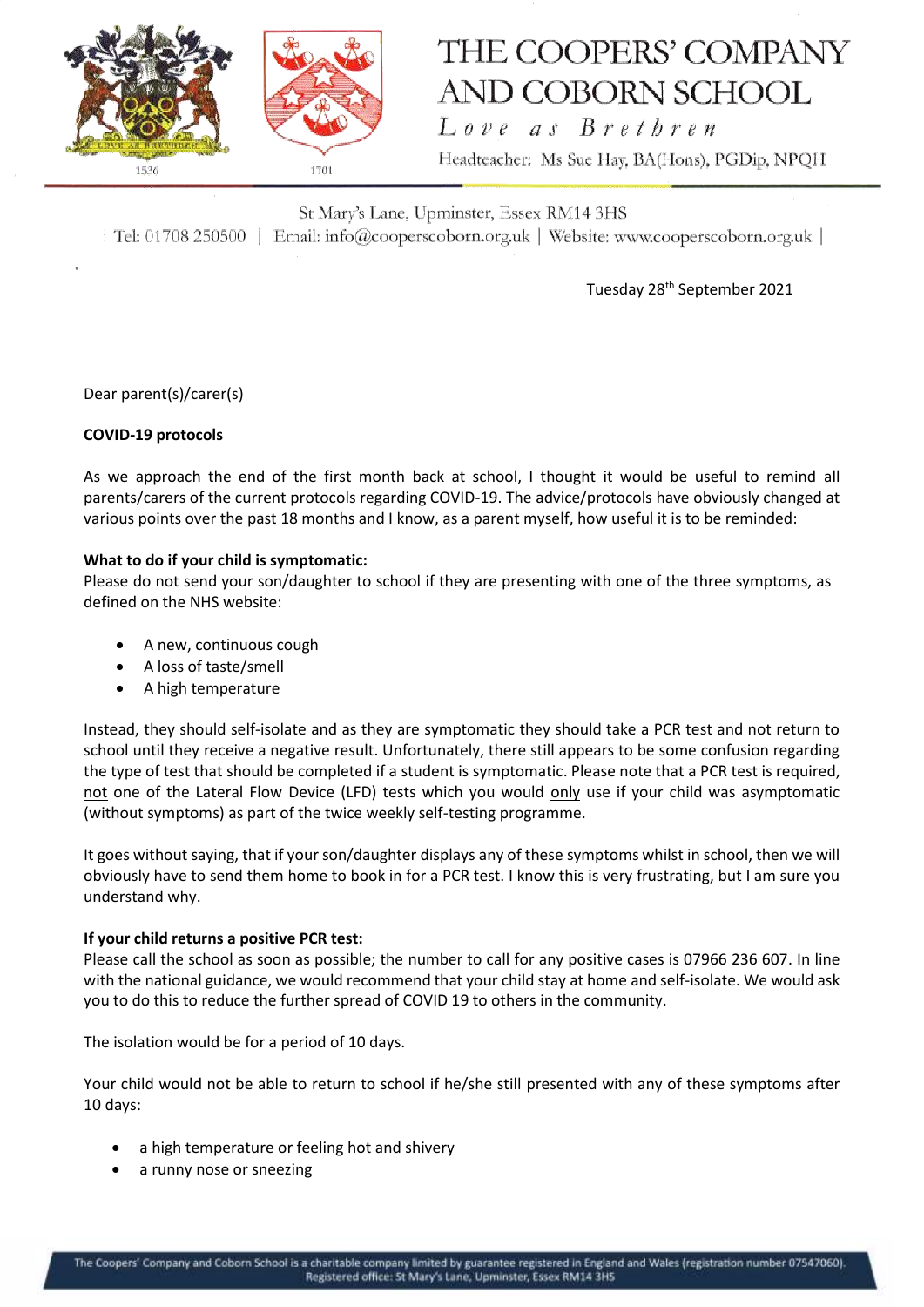# THE COOPERS' COMPANY AND COBORN SCHOOL

*Love as Brethren*

Headteacher: Ms Sue Hay, BA(Hons), PGDip, NPQH

St Mary's Lane, Upminster, Essex RM14 3HS

| Tel: 01708 250500 | Email: info@cooperscoborn.org.uk | Website: www.cooperscoborn.org.uk |

Tuesday 28th September 2021

Dear parent(s)/carer(s)

**COVID-19 protocols**

As we approach the end of the first month back at school, I thought it would be useful to remind all parents/carers of the current protocols regarding COVID-19. The advice/protocols have obviously changed at various points over the past 18 months and I know, as a parent myself, how useful it is to be reminded:

**What to do if your child is symptomatic:**

Please do not send your son/daughter to school if they are presenting with one of the three symptoms, as defined on the NHS website:

- A new, continuous cough
- A loss of taste/smell
- A high temperature

Instead, they should self-isolate and as they are symptomatic they should take a PCR test and not return to school until they receive a negative result. Unfortunately, there still appears to be some confusion regarding the type of test that should be completed if a student is symptomatic. Please note that a PCR test is required, <u>not</u> one of the Lateral Flow Device (LFD) tests which you would <u>only</u> use if your child was asymptomatic (without symptoms) as part of the twice weekly self-testing programme.

It goes without saying, that if your son/daughter displays any of these symptoms whilst in school, then we will obviously have to send them home to book in for a PCR test. I know this is very frustrating, but I am sure you understand why.

**If your child returns a positive PCR test:**

Please call the school as soon as possible; the number to call for any positive cases is 07966 236 607. In line with the national guidance, we would recommend that your child stay at home and self-isolate. We would ask you to do this to reduce the further spread of COVID 19 to others in the community.

The isolation would be for a period of 10 days.

Your child would not be able to return to school if he/she still presented with any of these symptoms after 10 days:

- a high temperature or feeling hot and shivery
- a runny nose or sneezing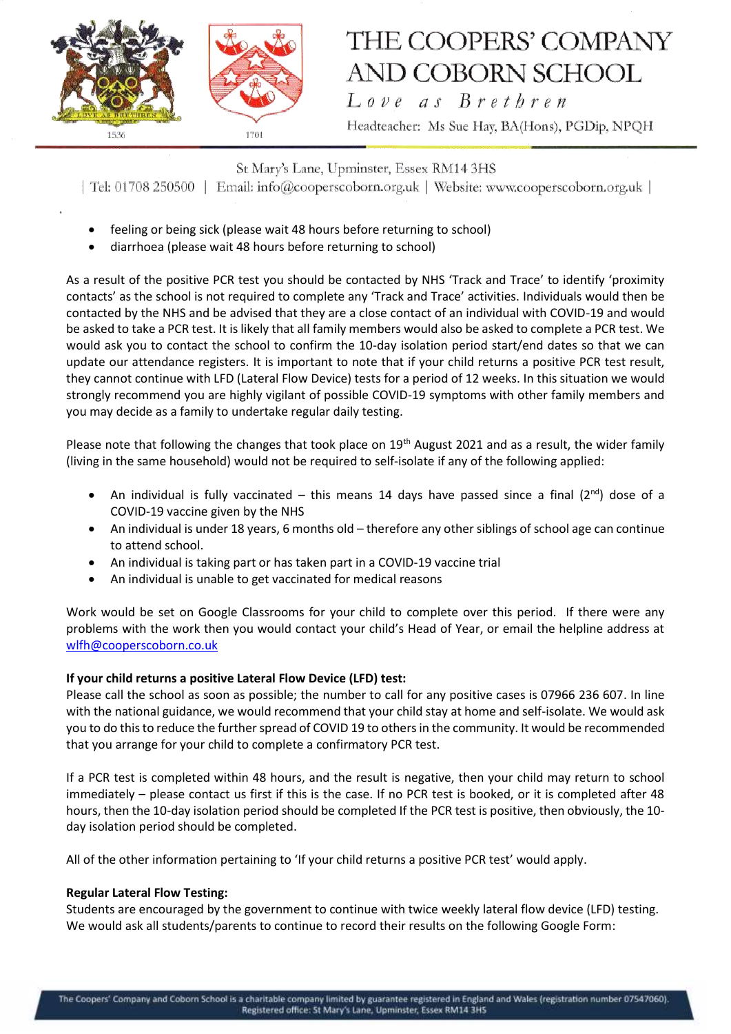- feeling or being sick (please wait 48 hours before returning to school)
- diarrhoea (please wait 48 hours before returning to school)

As a result of the positive PCR test you should be contacted by NHS 'Track and Trace' to identify 'proximity contacts' as the school is not required to complete any 'Track and Trace' activities. Individuals would then be contacted by the NHS and be advised that they are a close contact of an individual with COVID-19 and would be asked to take a PCR test. It is likely that all family members would also be asked to complete a PCR test. We would ask you to contact the school to confirm the 10-day isolation period start/end dates so that we can update our attendance registers. It is important to note that if your child returns a positive PCR test result, they cannot continue with LFD (Lateral Flow Device) tests for a period of 12 weeks. In this situation we would strongly recommend you are highly vigilant of possible COVID-19 symptoms with other family members and you may decide as a family to undertake regular daily testing.

Please note that following the changes that took place on 19th August 2021 and as a result, the wider family (living in the same household) would not be required to self-isolate if any of the following applied:

- An individual is fully vaccinated – this means 14 days have passed since a final (2nd) dose of a COVID-19 vaccine given by the NHS
- An individual is under 18 years, 6 months old – therefore any other siblings of school age can continue to attend school.
- An individual is taking part or has taken part in a COVID-19 vaccine trial
- An individual is unable to get vaccinated for medical reasons

Work would be set on Google Classrooms for your child to complete over this period. If there were any problems with the work then you would contact your child's Head of Year, or email the helpline address at wlfh@cooperscoborn.co.uk

**If your child returns a positive Lateral Flow Device (LFD) test:**
Please call the school as soon as possible; the number to call for any positive cases is 07966 236 607. In line with the national guidance, we would recommend that your child stay at home and self-isolate. We would ask you to do this to reduce the further spread of COVID 19 to others in the community. It would be recommended that you arrange for your child to complete a confirmatory PCR test.

If a PCR test is completed within 48 hours, and the result is negative, then your child may return to school immediately – please contact us first if this is the case. If no PCR test is booked, or it is completed after 48 hours, then the 10-day isolation period should be completed If the PCR test is positive, then obviously, the 10-day isolation period should be completed.

All of the other information pertaining to 'If your child returns a positive PCR test' would apply.

**Regular Lateral Flow Testing:**
Students are encouraged by the government to continue with twice weekly lateral flow device (LFD) testing. We would ask all students/parents to continue to record their results on the following Google Form: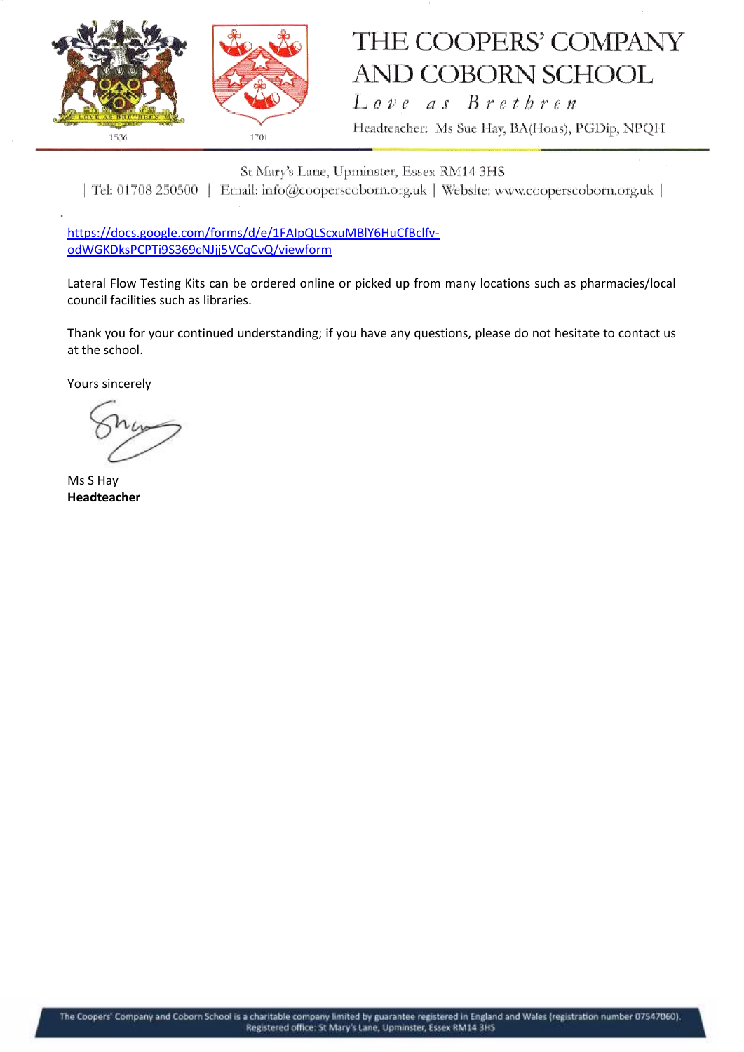# THE COOPERS' COMPANY AND COBORN SCHOOL

*Love as Brethren*

Headteacher: Ms Sue Hay, BA(Hons), PGDip, NPQH

St Mary's Lane, Upminster, Essex RM14 3HS

| Tel: 01708 250500 | Email: info@cooperscoborn.org.uk | Website: www.cooperscoborn.org.uk |

https://docs.google.com/forms/d/e/1FAIpQLScxuMBlY6HuCfBclfv-odWGKDksPCPTi9S369cNJjj5VCqCvQ/viewform

Lateral Flow Testing Kits can be ordered online or picked up from many locations such as pharmacies/local council facilities such as libraries.

Thank you for your continued understanding; if you have any questions, please do not hesitate to contact us at the school.

Yours sincerely

Ms S Hay
**Headteacher**

The Coopers' Company and Coborn School is a charitable company limited by guarantee registered in England and Wales (registration number 07547060).
Registered office: St Mary's Lane, Upminster, Essex RM14 3HS